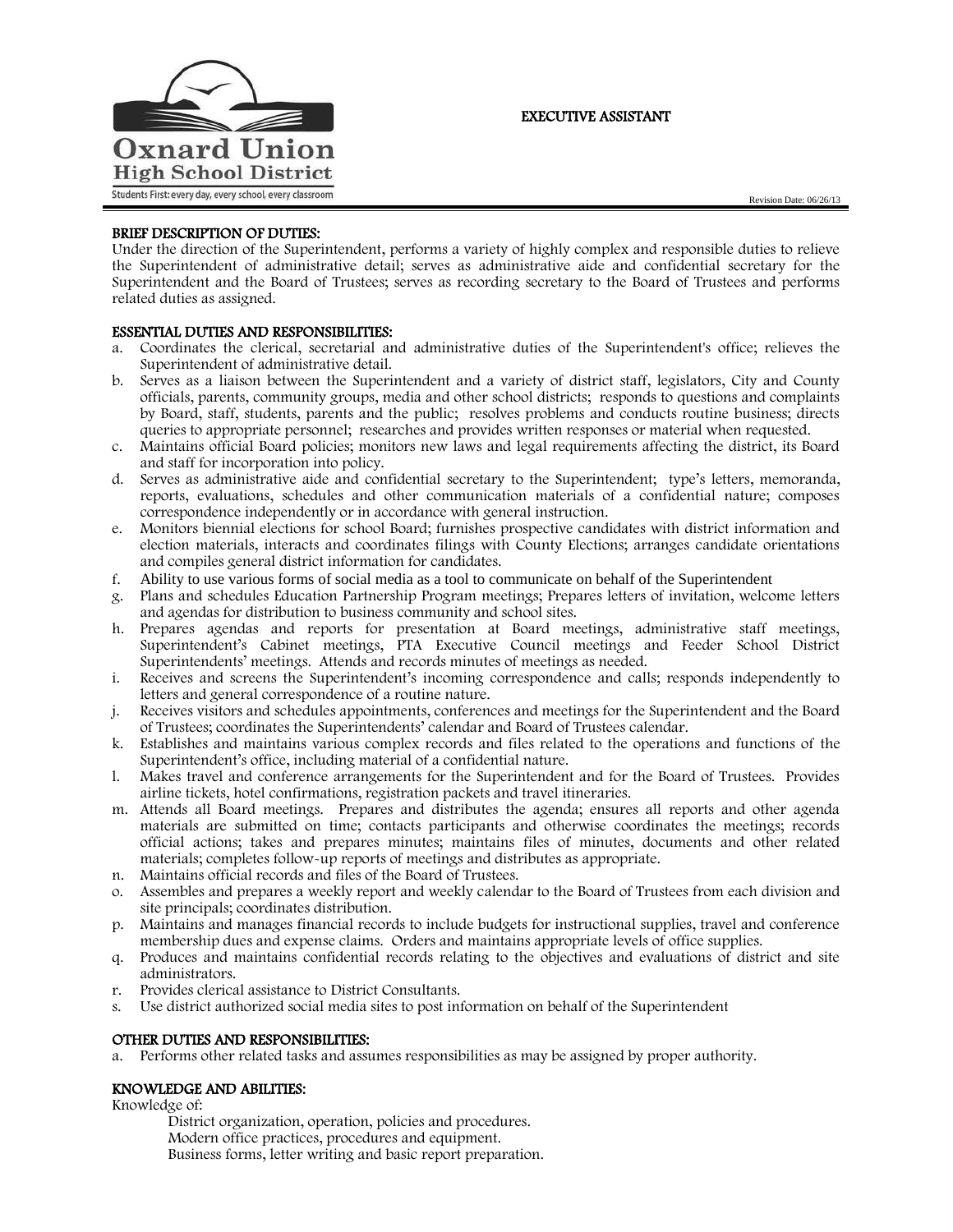Oxnard Union High School District

Students First: every day, every school, every classroom

# EXECUTIVE ASSISTANT

Revision Date: 06/26/13

## BRIEF DESCRIPTION OF DUTIES:

Under the direction of the Superintendent, performs a variety of highly complex and responsible duties to relieve the Superintendent of administrative detail; serves as administrative aide and confidential secretary for the Superintendent and the Board of Trustees; serves as recording secretary to the Board of Trustees and performs related duties as assigned.

## ESSENTIAL DUTIES AND RESPONSIBILITIES:

a. Coordinates the clerical, secretarial and administrative duties of the Superintendent's office; relieves the Superintendent of administrative detail.
b. Serves as a liaison between the Superintendent and a variety of district staff, legislators, City and County officials, parents, community groups, media and other school districts; responds to questions and complaints by Board, staff, students, parents and the public; resolves problems and conducts routine business; directs queries to appropriate personnel; researches and provides written responses or material when requested.
c. Maintains official Board policies; monitors new laws and legal requirements affecting the district, its Board and staff for incorporation into policy.
d. Serves as administrative aide and confidential secretary to the Superintendent; type's letters, memoranda, reports, evaluations, schedules and other communication materials of a confidential nature; composes correspondence independently or in accordance with general instruction.
e. Monitors biennial elections for school Board; furnishes prospective candidates with district information and election materials, interacts and coordinates filings with County Elections; arranges candidate orientations and compiles general district information for candidates.
f. Ability to use various forms of social media as a tool to communicate on behalf of the Superintendent
g. Plans and schedules Education Partnership Program meetings; Prepares letters of invitation, welcome letters and agendas for distribution to business community and school sites.
h. Prepares agendas and reports for presentation at Board meetings, administrative staff meetings, Superintendent's Cabinet meetings, PTA Executive Council meetings and Feeder School District Superintendents' meetings. Attends and records minutes of meetings as needed.
i. Receives and screens the Superintendent's incoming correspondence and calls; responds independently to letters and general correspondence of a routine nature.
j. Receives visitors and schedules appointments, conferences and meetings for the Superintendent and the Board of Trustees; coordinates the Superintendents' calendar and Board of Trustees calendar.
k. Establishes and maintains various complex records and files related to the operations and functions of the Superintendent's office, including material of a confidential nature.
l. Makes travel and conference arrangements for the Superintendent and for the Board of Trustees. Provides airline tickets, hotel confirmations, registration packets and travel itineraries.
m. Attends all Board meetings. Prepares and distributes the agenda; ensures all reports and other agenda materials are submitted on time; contacts participants and otherwise coordinates the meetings; records official actions; takes and prepares minutes; maintains files of minutes, documents and other related materials; completes follow-up reports of meetings and distributes as appropriate.
n. Maintains official records and files of the Board of Trustees.
o. Assembles and prepares a weekly report and weekly calendar to the Board of Trustees from each division and site principals; coordinates distribution.
p. Maintains and manages financial records to include budgets for instructional supplies, travel and conference membership dues and expense claims. Orders and maintains appropriate levels of office supplies.
q. Produces and maintains confidential records relating to the objectives and evaluations of district and site administrators.
r. Provides clerical assistance to District Consultants.
s. Use district authorized social media sites to post information on behalf of the Superintendent

## OTHER DUTIES AND RESPONSIBILITIES:

a. Performs other related tasks and assumes responsibilities as may be assigned by proper authority.

## KNOWLEDGE AND ABILITIES:

Knowledge of:

- District organization, operation, policies and procedures.
- Modern office practices, procedures and equipment.
- Business forms, letter writing and basic report preparation.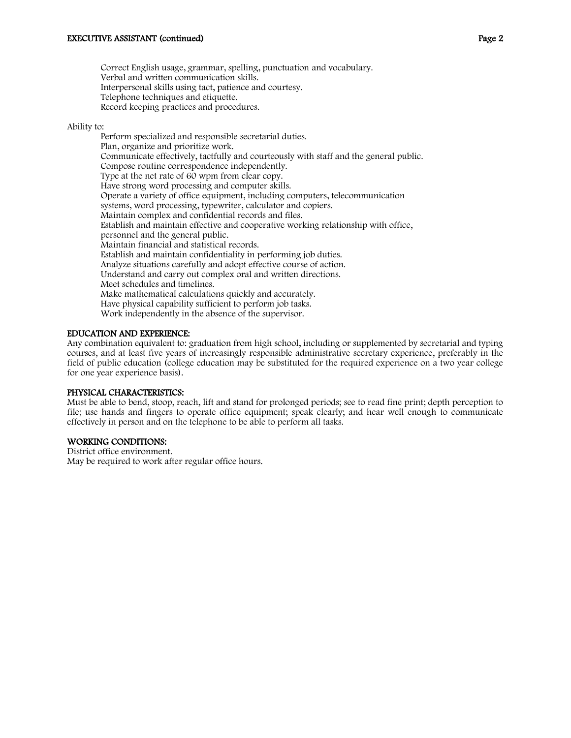Correct English usage, grammar, spelling, punctuation and vocabulary.
Verbal and written communication skills.
Interpersonal skills using tact, patience and courtesy.
Telephone techniques and etiquette.
Record keeping practices and procedures.

Ability to:

Perform specialized and responsible secretarial duties.
Plan, organize and prioritize work.
Communicate effectively, tactfully and courteously with staff and the general public.
Compose routine correspondence independently.
Type at the net rate of 60 wpm from clear copy.
Have strong word processing and computer skills.
Operate a variety of office equipment, including computers, telecommunication systems, word processing, typewriter, calculator and copiers.
Maintain complex and confidential records and files.
Establish and maintain effective and cooperative working relationship with office, personnel and the general public.
Maintain financial and statistical records.
Establish and maintain confidentiality in performing job duties.
Analyze situations carefully and adopt effective course of action.
Understand and carry out complex oral and written directions.
Meet schedules and timelines.
Make mathematical calculations quickly and accurately.
Have physical capability sufficient to perform job tasks.
Work independently in the absence of the supervisor.

## EDUCATION AND EXPERIENCE:

Any combination equivalent to: graduation from high school, including or supplemented by secretarial and typing courses, and at least five years of increasingly responsible administrative secretary experience, preferably in the field of public education (college education may be substituted for the required experience on a two year college for one year experience basis).

## PHYSICAL CHARACTERISTICS:

Must be able to bend, stoop, reach, lift and stand for prolonged periods; see to read fine print; depth perception to file; use hands and fingers to operate office equipment; speak clearly; and hear well enough to communicate effectively in person and on the telephone to be able to perform all tasks.

## WORKING CONDITIONS:

District office environment.
May be required to work after regular office hours.